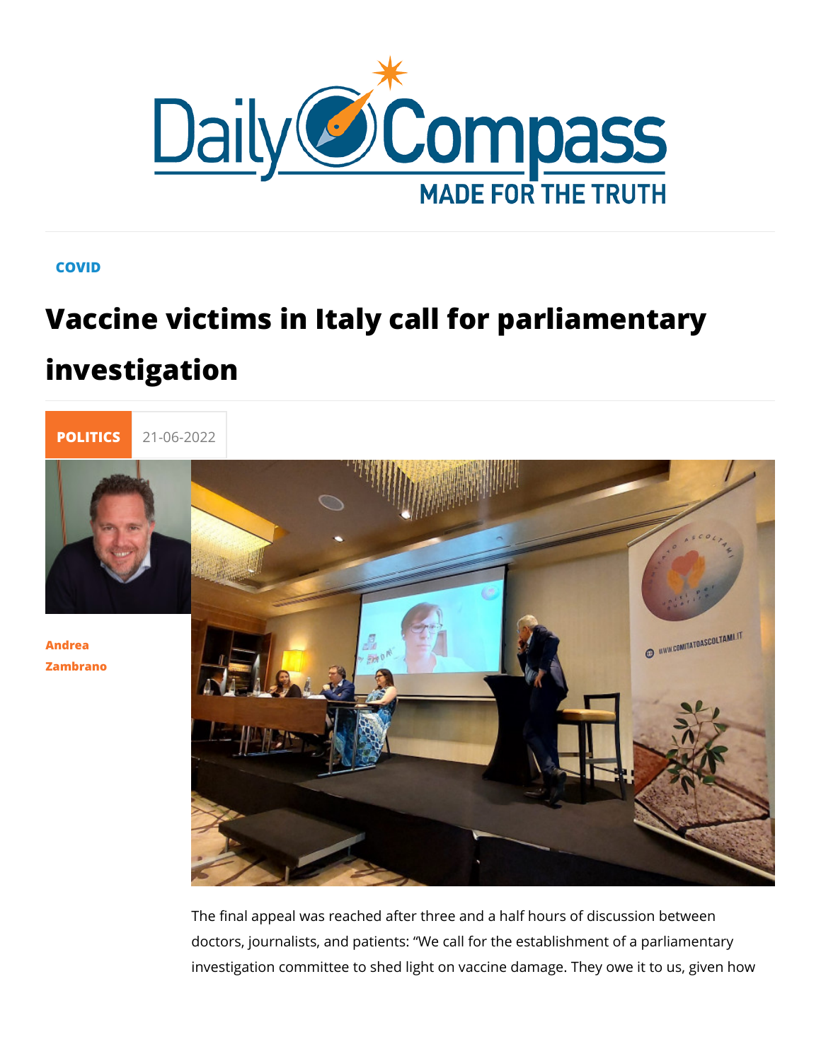COVID

# Vaccine victims in Italy call for parliamentary investigation

POLITICS 21-06-2022

Andrea Zambrano

The final appeal was reached after three and a half hours of discussion between doctors, journalists, and patients: "We call for the establishment of a parliamentary investigation committee to shed light on vaccine damage. They owe it to us, given how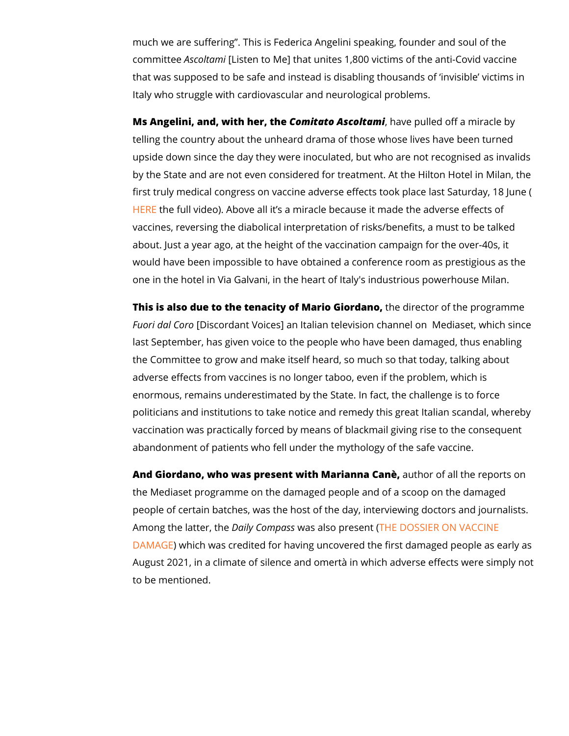much we are suffering". This is Federica Angelini speaking, founder and soul of the committee *Ascoltami* [Listen to Me] that unites 1,800 victims of the anti-Covid vaccine that was supposed to be safe and instead is disabling thousands of 'invisible' victims in Italy who struggle with cardiovascular and neurological problems.

**Ms Angelini, and, with her, the *Comitato Ascoltami***, have pulled off a miracle by telling the country about the unheard drama of those whose lives have been turned upside down since the day they were inoculated, but who are not recognised as invalids by the State and are not even considered for treatment. At the Hilton Hotel in Milan, the first truly medical congress on vaccine adverse effects took place last Saturday, 18 June (HERE the full video). Above all it's a miracle because it made the adverse effects of vaccines, reversing the diabolical interpretation of risks/benefits, a must to be talked about. Just a year ago, at the height of the vaccination campaign for the over-40s, it would have been impossible to have obtained a conference room as prestigious as the one in the hotel in Via Galvani, in the heart of Italy's industrious powerhouse Milan.

**This is also due to the tenacity of Mario Giordano,** the director of the programme *Fuori dal Coro* [Discordant Voices] an Italian television channel on Mediaset, which since last September, has given voice to the people who have been damaged, thus enabling the Committee to grow and make itself heard, so much so that today, talking about adverse effects from vaccines is no longer taboo, even if the problem, which is enormous, remains underestimated by the State. In fact, the challenge is to force politicians and institutions to take notice and remedy this great Italian scandal, whereby vaccination was practically forced by means of blackmail giving rise to the consequent abandonment of patients who fell under the mythology of the safe vaccine.

**And Giordano, who was present with Marianna Canè,** author of all the reports on the Mediaset programme on the damaged people and of a scoop on the damaged people of certain batches, was the host of the day, interviewing doctors and journalists. Among the latter, the *Daily Compass* was also present (THE DOSSIER ON VACCINE DAMAGE) which was credited for having uncovered the first damaged people as early as August 2021, in a climate of silence and omertà in which adverse effects were simply not to be mentioned.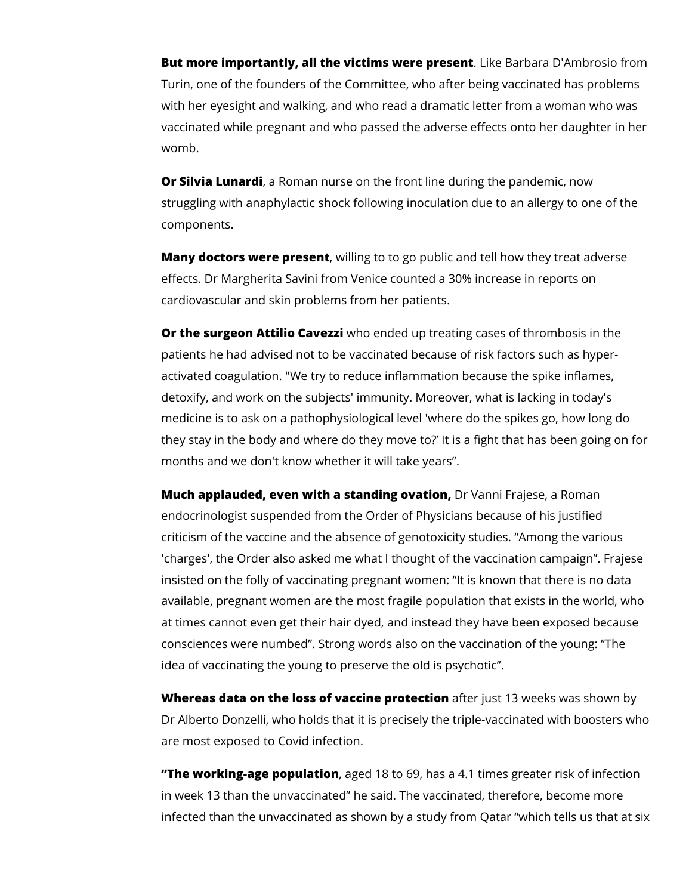**But more importantly, all the victims were present**. Like Barbara D'Ambrosio from Turin, one of the founders of the Committee, who after being vaccinated has problems with her eyesight and walking, and who read a dramatic letter from a woman who was vaccinated while pregnant and who passed the adverse effects onto her daughter in her womb.

**Or Silvia Lunardi**, a Roman nurse on the front line during the pandemic, now struggling with anaphylactic shock following inoculation due to an allergy to one of the components.

**Many doctors were present**, willing to to go public and tell how they treat adverse effects. Dr Margherita Savini from Venice counted a 30% increase in reports on cardiovascular and skin problems from her patients.

**Or the surgeon Attilio Cavezzi** who ended up treating cases of thrombosis in the patients he had advised not to be vaccinated because of risk factors such as hyper-activated coagulation. "We try to reduce inflammation because the spike inflames, detoxify, and work on the subjects' immunity. Moreover, what is lacking in today's medicine is to ask on a pathophysiological level 'where do the spikes go, how long do they stay in the body and where do they move to?' It is a fight that has been going on for months and we don't know whether it will take years".

**Much applauded, even with a standing ovation,** Dr Vanni Frajese, a Roman endocrinologist suspended from the Order of Physicians because of his justified criticism of the vaccine and the absence of genotoxicity studies. "Among the various 'charges', the Order also asked me what I thought of the vaccination campaign". Frajese insisted on the folly of vaccinating pregnant women: "It is known that there is no data available, pregnant women are the most fragile population that exists in the world, who at times cannot even get their hair dyed, and instead they have been exposed because consciences were numbed". Strong words also on the vaccination of the young: "The idea of vaccinating the young to preserve the old is psychotic".

**Whereas data on the loss of vaccine protection** after just 13 weeks was shown by Dr Alberto Donzelli, who holds that it is precisely the triple-vaccinated with boosters who are most exposed to Covid infection.

**"The working-age population**, aged 18 to 69, has a 4.1 times greater risk of infection in week 13 than the unvaccinated" he said. The vaccinated, therefore, become more infected than the unvaccinated as shown by a study from Qatar "which tells us that at six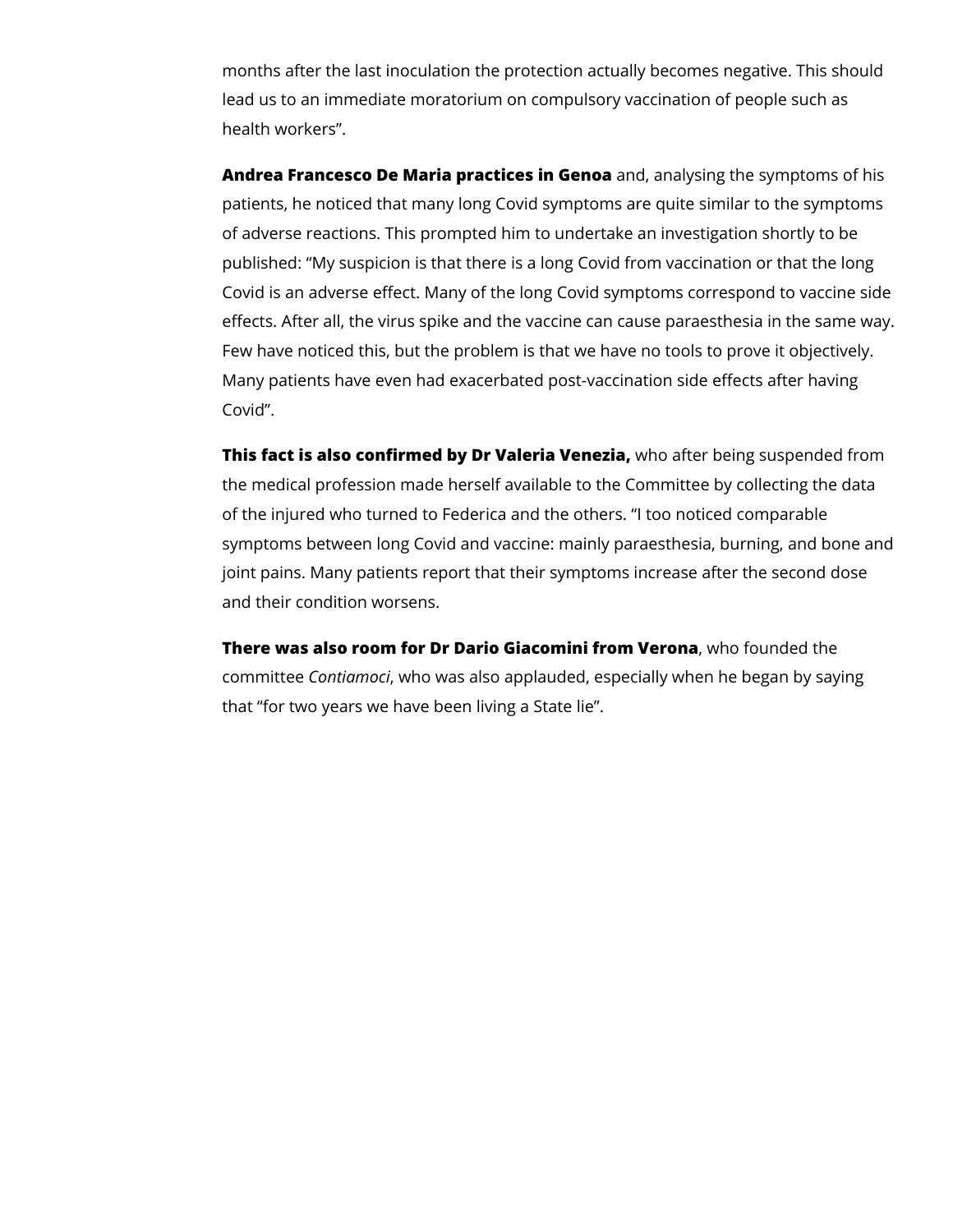months after the last inoculation the protection actually becomes negative. This should lead us to an immediate moratorium on compulsory vaccination of people such as health workers".

**Andrea Francesco De Maria practices in Genoa** and, analysing the symptoms of his patients, he noticed that many long Covid symptoms are quite similar to the symptoms of adverse reactions. This prompted him to undertake an investigation shortly to be published: "My suspicion is that there is a long Covid from vaccination or that the long Covid is an adverse effect. Many of the long Covid symptoms correspond to vaccine side effects. After all, the virus spike and the vaccine can cause paraesthesia in the same way. Few have noticed this, but the problem is that we have no tools to prove it objectively. Many patients have even had exacerbated post-vaccination side effects after having Covid".

**This fact is also confirmed by Dr Valeria Venezia,** who after being suspended from the medical profession made herself available to the Committee by collecting the data of the injured who turned to Federica and the others. "I too noticed comparable symptoms between long Covid and vaccine: mainly paraesthesia, burning, and bone and joint pains. Many patients report that their symptoms increase after the second dose and their condition worsens.

**There was also room for Dr Dario Giacomini from Verona**, who founded the committee *Contiamoci*, who was also applauded, especially when he began by saying that "for two years we have been living a State lie".